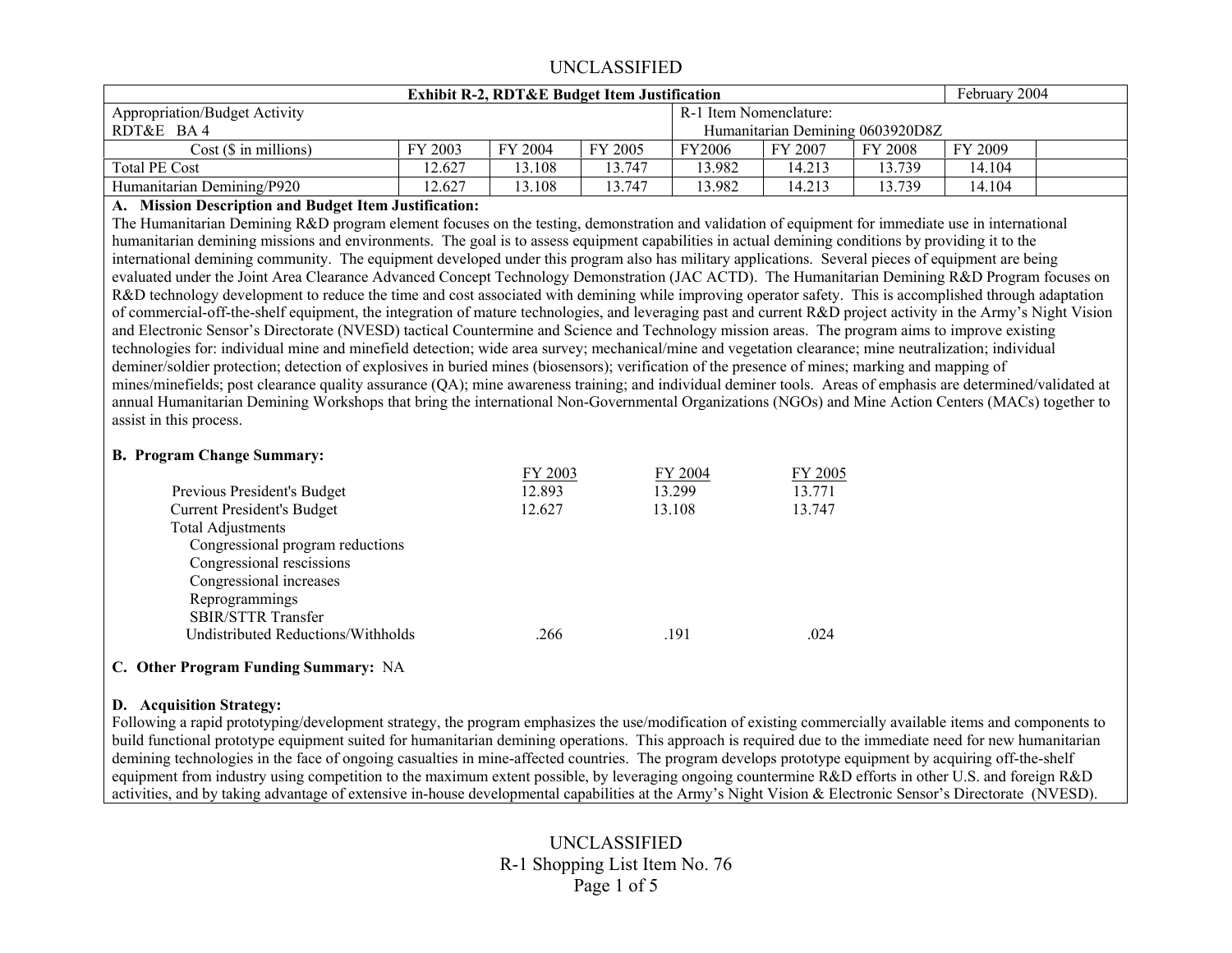UNCLASSIFIED

| Exhibit R-2, RDT&E Budget Item Justification | | | | | | | | February 2004 |
|---|---|---|---|---|---|---|---|---|
| Appropriation/Budget Activity<br>RDT&E BA 4 | | | | R-1 Item Nomenclature:<br>Humanitarian Demining 0603920D8Z | | | | |
| Cost ($ in millions) | FY 2003 | FY 2004 | FY 2005 | FY2006 | FY 2007 | FY 2008 | FY 2009 | |
| Total PE Cost | 12.627 | 13.108 | 13.747 | 13.982 | 14.213 | 13.739 | 14.104 | |
| Humanitarian Demining/P920 | 12.627 | 13.108 | 13.747 | 13.982 | 14.213 | 13.739 | 14.104 | |

**A. Mission Description and Budget Item Justification:**

The Humanitarian Demining R&D program element focuses on the testing, demonstration and validation of equipment for immediate use in international humanitarian demining missions and environments. The goal is to assess equipment capabilities in actual demining conditions by providing it to the international demining community. The equipment developed under this program also has military applications. Several pieces of equipment are being evaluated under the Joint Area Clearance Advanced Concept Technology Demonstration (JAC ACTD). The Humanitarian Demining R&D Program focuses on R&D technology development to reduce the time and cost associated with demining while improving operator safety. This is accomplished through adaptation of commercial-off-the-shelf equipment, the integration of mature technologies, and leveraging past and current R&D project activity in the Army's Night Vision and Electronic Sensor's Directorate (NVESD) tactical Countermine and Science and Technology mission areas. The program aims to improve existing technologies for: individual mine and minefield detection; wide area survey; mechanical/mine and vegetation clearance; mine neutralization; individual deminer/soldier protection; detection of explosives in buried mines (biosensors); verification of the presence of mines; marking and mapping of mines/minefields; post clearance quality assurance (QA); mine awareness training; and individual deminer tools. Areas of emphasis are determined/validated at annual Humanitarian Demining Workshops that bring the international Non-Governmental Organizations (NGOs) and Mine Action Centers (MACs) together to assist in this process.

**B. Program Change Summary:**

| | FY 2003 | FY 2004 | FY 2005 |
|---|---|---|---|
| Previous President's Budget | 12.893 | 13.299 | 13.771 |
| Current President's Budget | 12.627 | 13.108 | 13.747 |
| Total Adjustments | | | |
| Congressional program reductions | | | |
| Congressional rescissions | | | |
| Congressional increases | | | |
| Reprogrammings | | | |
| SBIR/STTR Transfer | | | |
| Undistributed Reductions/Withholds | .266 | .191 | .024 |

**C. Other Program Funding Summary:** NA

**D. Acquisition Strategy:**

Following a rapid prototyping/development strategy, the program emphasizes the use/modification of existing commercially available items and components to build functional prototype equipment suited for humanitarian demining operations. This approach is required due to the immediate need for new humanitarian demining technologies in the face of ongoing casualties in mine-affected countries. The program develops prototype equipment by acquiring off-the-shelf equipment from industry using competition to the maximum extent possible, by leveraging ongoing countermine R&D efforts in other U.S. and foreign R&D activities, and by taking advantage of extensive in-house developmental capabilities at the Army's Night Vision & Electronic Sensor's Directorate (NVESD).

UNCLASSIFIED

R-1 Shopping List Item No. 76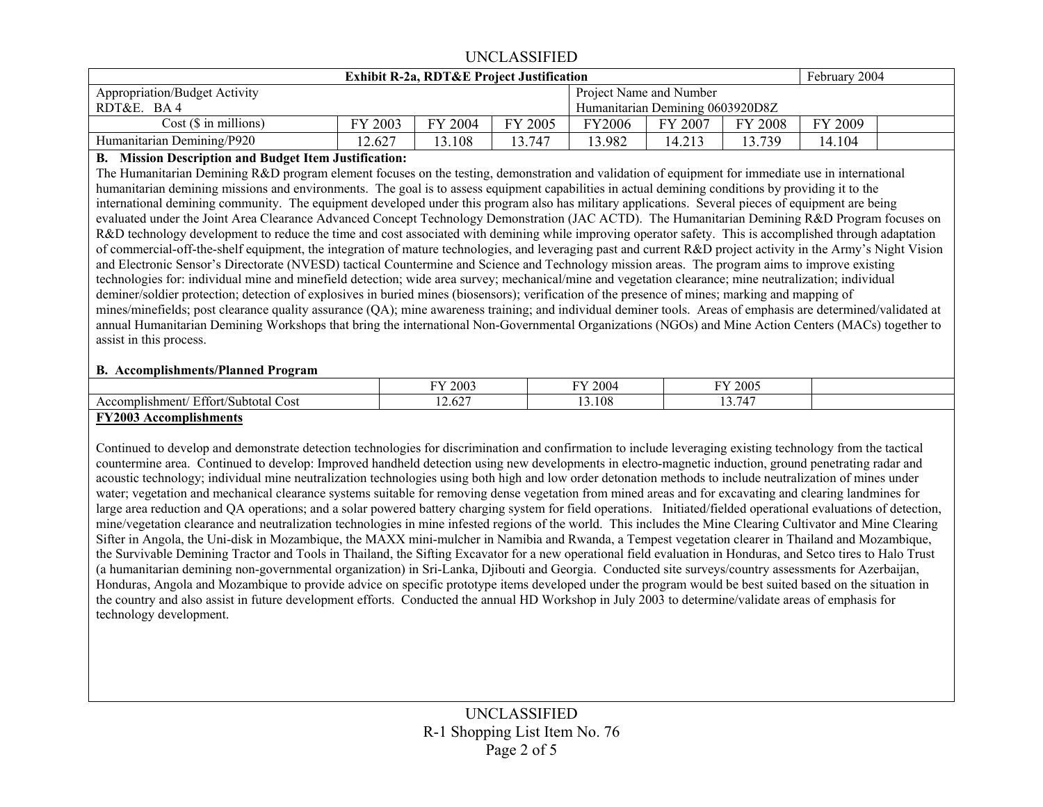| Exhibit R-2a, RDT&E Project Justification | | | | | | | February 2004 | |
|---|---|---|---|---|---|---|---|---|
| Appropriation/Budget Activity<br>RDT&E. BA 4 | | | | Project Name and Number<br>Humanitarian Demining 0603920D8Z | | | | |
| Cost ($ in millions) | FY 2003 | FY 2004 | FY 2005 | FY2006 | FY 2007 | FY 2008 | FY 2009 | |
| Humanitarian Demining/P920 | 12.627 | 13.108 | 13.747 | 13.982 | 14.213 | 13.739 | 14.104 | |

**B. Mission Description and Budget Item Justification:**

The Humanitarian Demining R&D program element focuses on the testing, demonstration and validation of equipment for immediate use in international humanitarian demining missions and environments. The goal is to assess equipment capabilities in actual demining conditions by providing it to the international demining community. The equipment developed under this program also has military applications. Several pieces of equipment are being evaluated under the Joint Area Clearance Advanced Concept Technology Demonstration (JAC ACTD). The Humanitarian Demining R&D Program focuses on R&D technology development to reduce the time and cost associated with demining while improving operator safety. This is accomplished through adaptation of commercial-off-the-shelf equipment, the integration of mature technologies, and leveraging past and current R&D project activity in the Army's Night Vision and Electronic Sensor's Directorate (NVESD) tactical Countermine and Science and Technology mission areas. The program aims to improve existing technologies for: individual mine and minefield detection; wide area survey; mechanical/mine and vegetation clearance; mine neutralization; individual deminer/soldier protection; detection of explosives in buried mines (biosensors); verification of the presence of mines; marking and mapping of mines/minefields; post clearance quality assurance (QA); mine awareness training; and individual deminer tools. Areas of emphasis are determined/validated at annual Humanitarian Demining Workshops that bring the international Non-Governmental Organizations (NGOs) and Mine Action Centers (MACs) together to assist in this process.

**B. Accomplishments/Planned Program**

| | FY 2003 | FY 2004 | FY 2005 | |
|---|---|---|---|---|
| Accomplishment/ Effort/Subtotal Cost | 12.627 | 13.108 | 13.747 | |

**FY2003 Accomplishments**

Continued to develop and demonstrate detection technologies for discrimination and confirmation to include leveraging existing technology from the tactical countermine area. Continued to develop: Improved handheld detection using new developments in electro-magnetic induction, ground penetrating radar and acoustic technology; individual mine neutralization technologies using both high and low order detonation methods to include neutralization of mines under water; vegetation and mechanical clearance systems suitable for removing dense vegetation from mined areas and for excavating and clearing landmines for large area reduction and QA operations; and a solar powered battery charging system for field operations. Initiated/fielded operational evaluations of detection, mine/vegetation clearance and neutralization technologies in mine infested regions of the world. This includes the Mine Clearing Cultivator and Mine Clearing Sifter in Angola, the Uni-disk in Mozambique, the MAXX mini-mulcher in Namibia and Rwanda, a Tempest vegetation clearer in Thailand and Mozambique, the Survivable Demining Tractor and Tools in Thailand, the Sifting Excavator for a new operational field evaluation in Honduras, and Setco tires to Halo Trust (a humanitarian demining non-governmental organization) in Sri-Lanka, Djibouti and Georgia. Conducted site surveys/country assessments for Azerbaijan, Honduras, Angola and Mozambique to provide advice on specific prototype items developed under the program would be best suited based on the situation in the country and also assist in future development efforts. Conducted the annual HD Workshop in July 2003 to determine/validate areas of emphasis for technology development.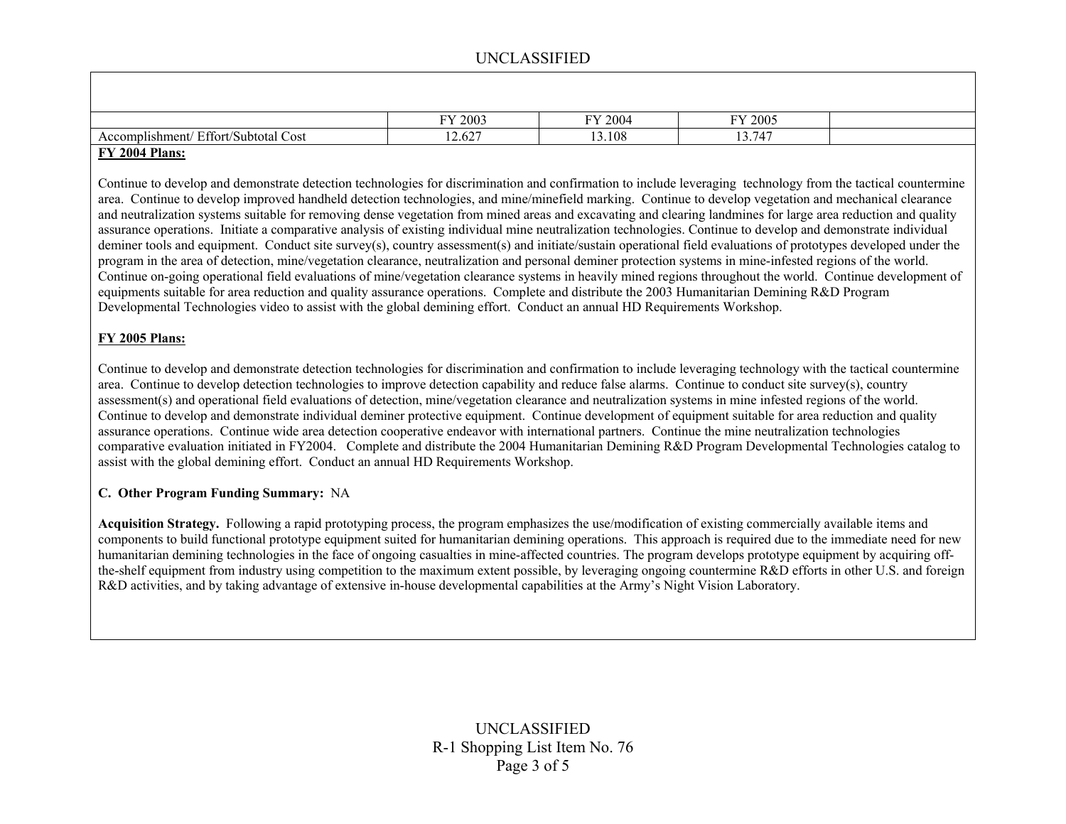| | FY 2003 | FY 2004 | FY 2005 | |
|---|---|---|---|---|
| Accomplishment/ Effort/Subtotal Cost | 12.627 | 13.108 | 13.747 | |

**FY 2004 Plans:**

Continue to develop and demonstrate detection technologies for discrimination and confirmation to include leveraging technology from the tactical countermine area. Continue to develop improved handheld detection technologies, and mine/minefield marking. Continue to develop vegetation and mechanical clearance and neutralization systems suitable for removing dense vegetation from mined areas and excavating and clearing landmines for large area reduction and quality assurance operations. Initiate a comparative analysis of existing individual mine neutralization technologies. Continue to develop and demonstrate individual deminer tools and equipment. Conduct site survey(s), country assessment(s) and initiate/sustain operational field evaluations of prototypes developed under the program in the area of detection, mine/vegetation clearance, neutralization and personal deminer protection systems in mine-infested regions of the world. Continue on-going operational field evaluations of mine/vegetation clearance systems in heavily mined regions throughout the world. Continue development of equipments suitable for area reduction and quality assurance operations. Complete and distribute the 2003 Humanitarian Demining R&D Program Developmental Technologies video to assist with the global demining effort. Conduct an annual HD Requirements Workshop.

**FY 2005 Plans:**

Continue to develop and demonstrate detection technologies for discrimination and confirmation to include leveraging technology with the tactical countermine area. Continue to develop detection technologies to improve detection capability and reduce false alarms. Continue to conduct site survey(s), country assessment(s) and operational field evaluations of detection, mine/vegetation clearance and neutralization systems in mine infested regions of the world. Continue to develop and demonstrate individual deminer protective equipment. Continue development of equipment suitable for area reduction and quality assurance operations. Continue wide area detection cooperative endeavor with international partners. Continue the mine neutralization technologies comparative evaluation initiated in FY2004. Complete and distribute the 2004 Humanitarian Demining R&D Program Developmental Technologies catalog to assist with the global demining effort. Conduct an annual HD Requirements Workshop.

**C. Other Program Funding Summary:** NA

**Acquisition Strategy.** Following a rapid prototyping process, the program emphasizes the use/modification of existing commercially available items and components to build functional prototype equipment suited for humanitarian demining operations. This approach is required due to the immediate need for new humanitarian demining technologies in the face of ongoing casualties in mine-affected countries. The program develops prototype equipment by acquiring off-the-shelf equipment from industry using competition to the maximum extent possible, by leveraging ongoing countermine R&D efforts in other U.S. and foreign R&D activities, and by taking advantage of extensive in-house developmental capabilities at the Army's Night Vision Laboratory.

R-1 Shopping List Item No. 76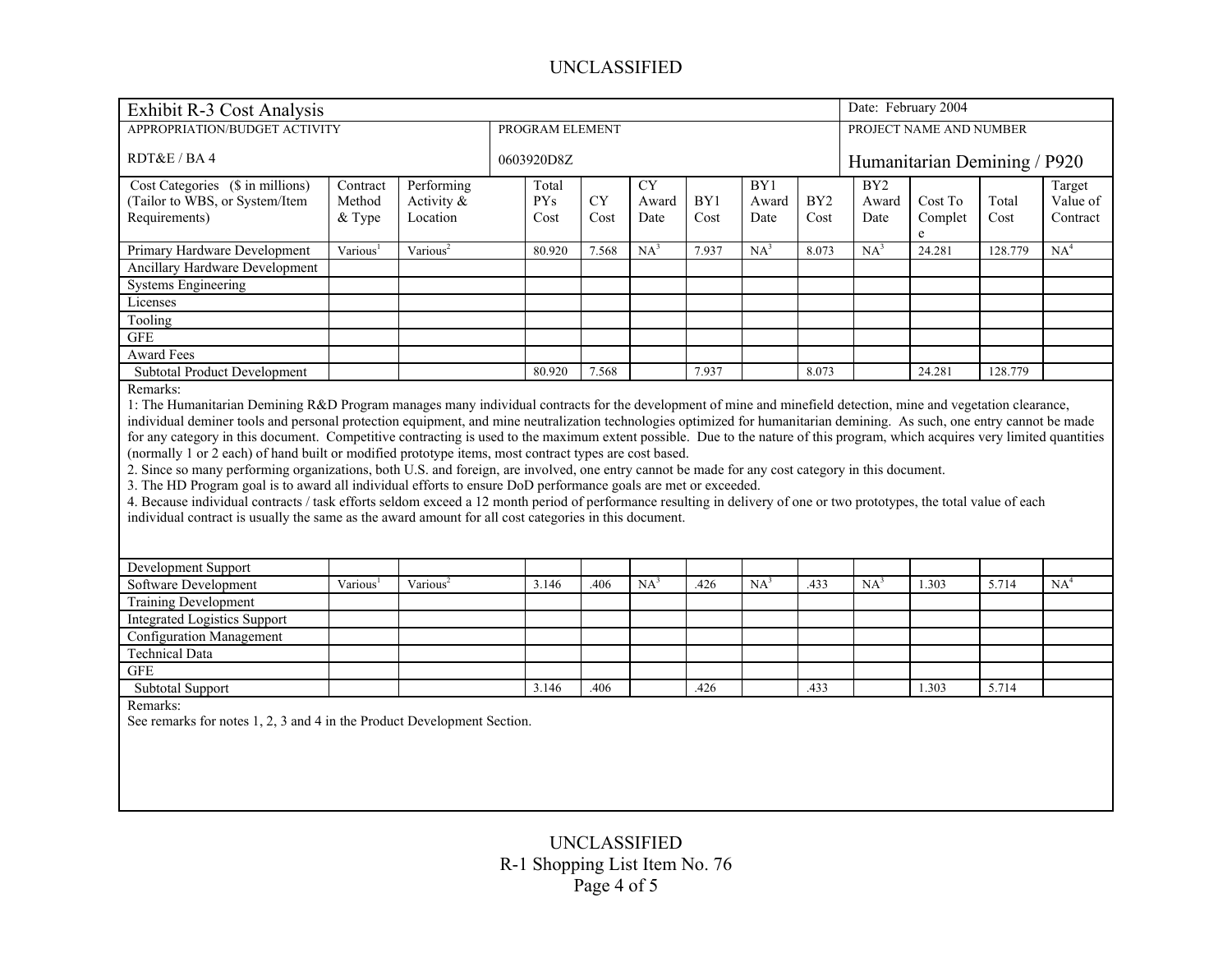UNCLASSIFIED

| Exhibit R-3 Cost Analysis | | | | | | | | | | | Date: February 2004 | | |
|---|---|---|---|---|---|---|---|---|---|---|---|---|---|
| APPROPRIATION/BUDGET ACTIVITY<br><br>RDT&E / BA 4 | | | PROGRAM ELEMENT<br><br>0603920D8Z | | | | | | | | PROJECT NAME AND NUMBER<br><br>Humanitarian Demining / P920 | | |
| Cost Categories ($ in millions) (Tailor to WBS, or System/Item Requirements) | Contract Method & Type | Performing Activity & Location | | Total PYs Cost | CY Cost | CY Award Date | BY1 Cost | BY1 Award Date | BY2 Cost | BY2 Award Date | Cost To Complete | Total Cost | Target Value of Contract |
| Primary Hardware Development | Various[1] | Various[2] | | 80.920 | 7.568 | NA[3] | 7.937 | NA[3] | 8.073 | NA[3] | 24.281 | 128.779 | NA[4] |
| Ancillary Hardware Development | | | | | | | | | | | | | |
| Systems Engineering | | | | | | | | | | | | | |
| Licenses | | | | | | | | | | | | | |
| Tooling | | | | | | | | | | | | | |
| GFE | | | | | | | | | | | | | |
| Award Fees | | | | | | | | | | | | | |
| Subtotal Product Development | | | | 80.920 | 7.568 | | 7.937 | | 8.073 | | 24.281 | 128.779 | |

Remarks:

1: The Humanitarian Demining R&D Program manages many individual contracts for the development of mine and minefield detection, mine and vegetation clearance, individual deminer tools and personal protection equipment, and mine neutralization technologies optimized for humanitarian demining. As such, one entry cannot be made for any category in this document. Competitive contracting is used to the maximum extent possible. Due to the nature of this program, which acquires very limited quantities (normally 1 or 2 each) of hand built or modified prototype items, most contract types are cost based.

2. Since so many performing organizations, both U.S. and foreign, are involved, one entry cannot be made for any cost category in this document.

3. The HD Program goal is to award all individual efforts to ensure DoD performance goals are met or exceeded.

4. Because individual contracts / task efforts seldom exceed a 12 month period of performance resulting in delivery of one or two prototypes, the total value of each individual contract is usually the same as the award amount for all cost categories in this document.

| Cost Categories | Contract Method & Type | Performing Activity & Location | | Total PYs Cost | CY Cost | CY Award Date | BY1 Cost | BY1 Award Date | BY2 Cost | BY2 Award Date | Cost To Complete | Total Cost | Target Value of Contract |
|---|---|---|---|---|---|---|---|---|---|---|---|---|---|
| Development Support | | | | | | | | | | | | | |
| Software Development | Various[1] | Various[2] | | 3.146 | .406 | NA[3] | .426 | NA[3] | .433 | NA[3] | 1.303 | 5.714 | NA[4] |
| Training Development | | | | | | | | | | | | | |
| Integrated Logistics Support | | | | | | | | | | | | | |
| Configuration Management | | | | | | | | | | | | | |
| Technical Data | | | | | | | | | | | | | |
| GFE | | | | | | | | | | | | | |
| Subtotal Support | | | | 3.146 | .406 | | .426 | | .433 | | 1.303 | 5.714 | |

Remarks:

See remarks for notes 1, 2, 3 and 4 in the Product Development Section.

UNCLASSIFIED

R-1 Shopping List Item No. 76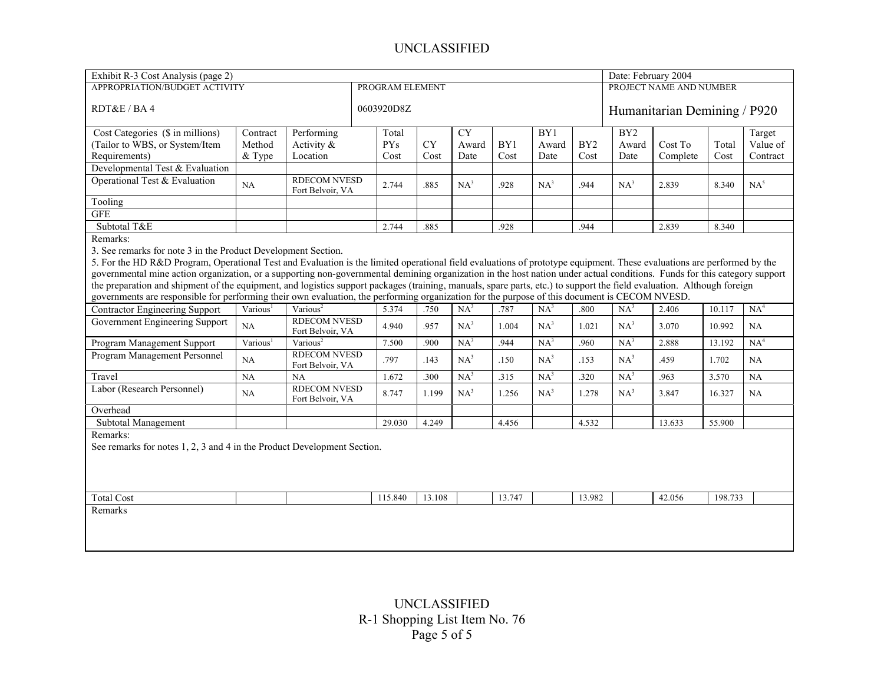UNCLASSIFIED

| Exhibit R-3 Cost Analysis (page 2) | | | | | | | | | | Date: February 2004 | | |
|---|---|---|---|---|---|---|---|---|---|---|---|---|
| APPROPRIATION/BUDGET ACTIVITY<br><br>RDT&E / BA 4 | | | PROGRAM ELEMENT<br><br>0603920D8Z | | | | | | | PROJECT NAME AND NUMBER<br><br>Humanitarian Demining / P920 | | |
| Cost Categories ($ in millions) (Tailor to WBS, or System/Item Requirements) | Contract Method & Type | Performing Activity & Location | Total PYs Cost | CY Cost | CY Award Date | BY1 Cost | BY1 Award Date | BY2 Cost | BY2 Award Date | Cost To Complete | Total Cost | Target Value of Contract |
| Developmental Test & Evaluation | | | | | | | | | | | | |
| Operational Test & Evaluation | NA | RDECOM NVESD Fort Belvoir, VA | 2.744 | .885 | NA[3] | .928 | NA[3] | .944 | NA[3] | 2.839 | 8.340 | NA[5] |
| Tooling | | | | | | | | | | | | |
| GFE | | | | | | | | | | | | |
| Subtotal T&E | | | 2.744 | .885 | | .928 | | .944 | | 2.839 | 8.340 | |
| Remarks:<br>3. See remarks for note 3 in the Product Development Section.<br>5. For the HD R&D Program, Operational Test and Evaluation is the limited operational field evaluations of prototype equipment. These evaluations are performed by the governmental mine action organization, or a supporting non-governmental demining organization in the host nation under actual conditions. Funds for this category support the preparation and shipment of the equipment, and logistics support packages (training, manuals, spare parts, etc.) to support the field evaluation. Although foreign governments are responsible for performing their own evaluation, the performing organization for the purpose of this document is CECOM NVESD. | | | | | | | | | | | | |
| Contractor Engineering Support | Various[1] | Various[2] | 5.374 | .750 | NA[3] | .787 | NA[3] | .800 | NA[3] | 2.406 | 10.117 | NA[4] |
| Government Engineering Support | NA | RDECOM NVESD Fort Belvoir, VA | 4.940 | .957 | NA[3] | 1.004 | NA[3] | 1.021 | NA[3] | 3.070 | 10.992 | NA |
| Program Management Support | Various[1] | Various[2] | 7.500 | .900 | NA[3] | .944 | NA[3] | .960 | NA[3] | 2.888 | 13.192 | NA[4] |
| Program Management Personnel | NA | RDECOM NVESD Fort Belvoir, VA | .797 | .143 | NA[3] | .150 | NA[3] | .153 | NA[3] | .459 | 1.702 | NA |
| Travel | NA | NA | 1.672 | .300 | NA[3] | .315 | NA[3] | .320 | NA[3] | .963 | 3.570 | NA |
| Labor (Research Personnel) | NA | RDECOM NVESD Fort Belvoir, VA | 8.747 | 1.199 | NA[3] | 1.256 | NA[3] | 1.278 | NA[3] | 3.847 | 16.327 | NA |
| Overhead | | | | | | | | | | | | |
| Subtotal Management | | | 29.030 | 4.249 | | 4.456 | | 4.532 | | 13.633 | 55.900 | |
| Remarks:<br>See remarks for notes 1, 2, 3 and 4 in the Product Development Section. | | | | | | | | | | | | |
| Total Cost | | | 115.840 | 13.108 | | 13.747 | | 13.982 | | 42.056 | 198.733 | |
| Remarks | | | | | | | | | | | | |

UNCLASSIFIED
R-1 Shopping List Item No. 76